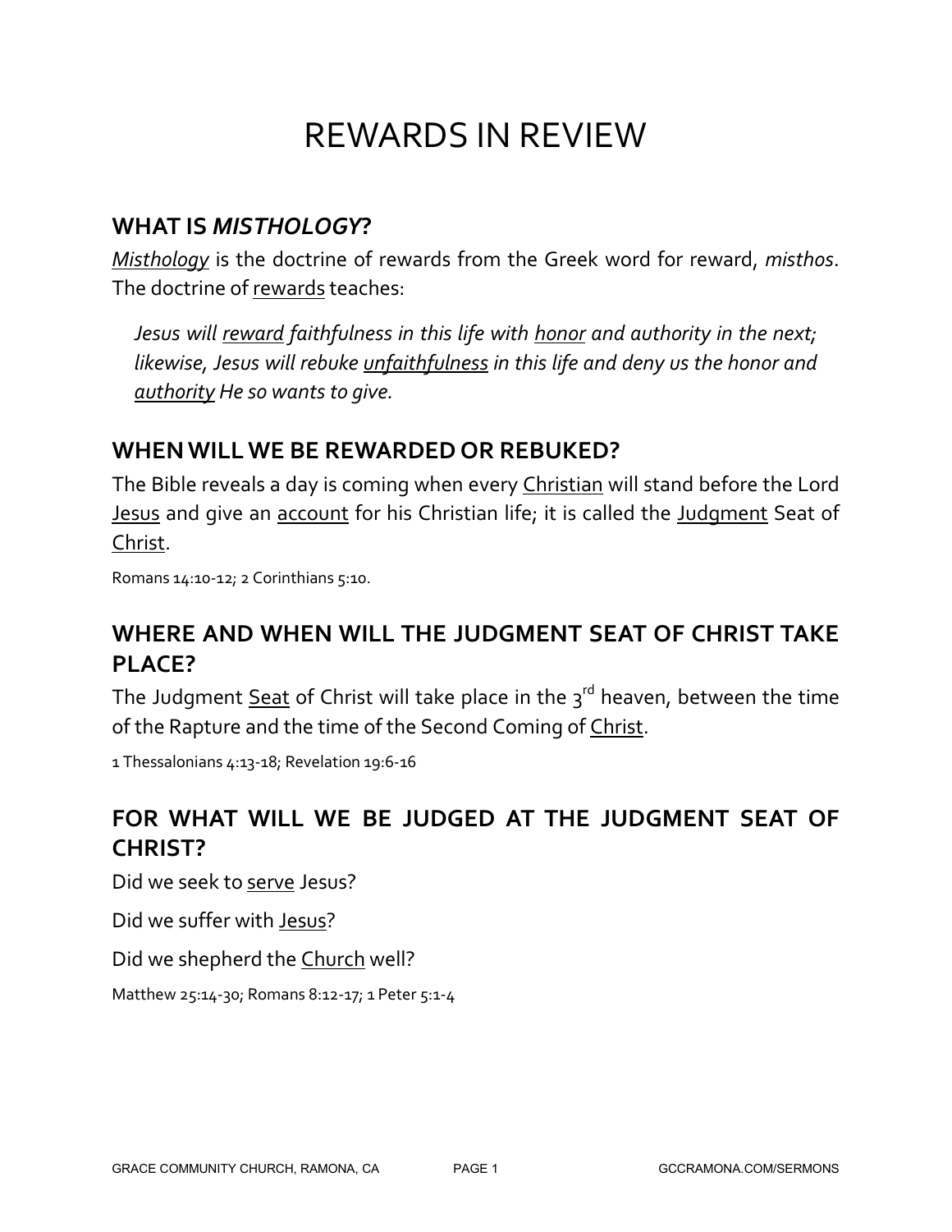# REWARDS IN REVIEW

## WHAT IS *MISTHOLOGY*?

*Misthology* is the doctrine of rewards from the Greek word for reward, *misthos*. The doctrine of rewards teaches:

> *Jesus will reward faithfulness in this life with honor and authority in the next; likewise, Jesus will rebuke unfaithfulness in this life and deny us the honor and authority He so wants to give.*

## WHEN WILL WE BE REWARDED OR REBUKED?

The Bible reveals a day is coming when every Christian will stand before the Lord Jesus and give an account for his Christian life; it is called the Judgment Seat of Christ.

Romans 14:10-12; 2 Corinthians 5:10.

## WHERE AND WHEN WILL THE JUDGMENT SEAT OF CHRIST TAKE PLACE?

The Judgment Seat of Christ will take place in the 3rd heaven, between the time of the Rapture and the time of the Second Coming of Christ.

1 Thessalonians 4:13-18; Revelation 19:6-16

## FOR WHAT WILL WE BE JUDGED AT THE JUDGMENT SEAT OF CHRIST?

Did we seek to serve Jesus?

Did we suffer with Jesus?

Did we shepherd the Church well?

Matthew 25:14-30; Romans 8:12-17; 1 Peter 5:1-4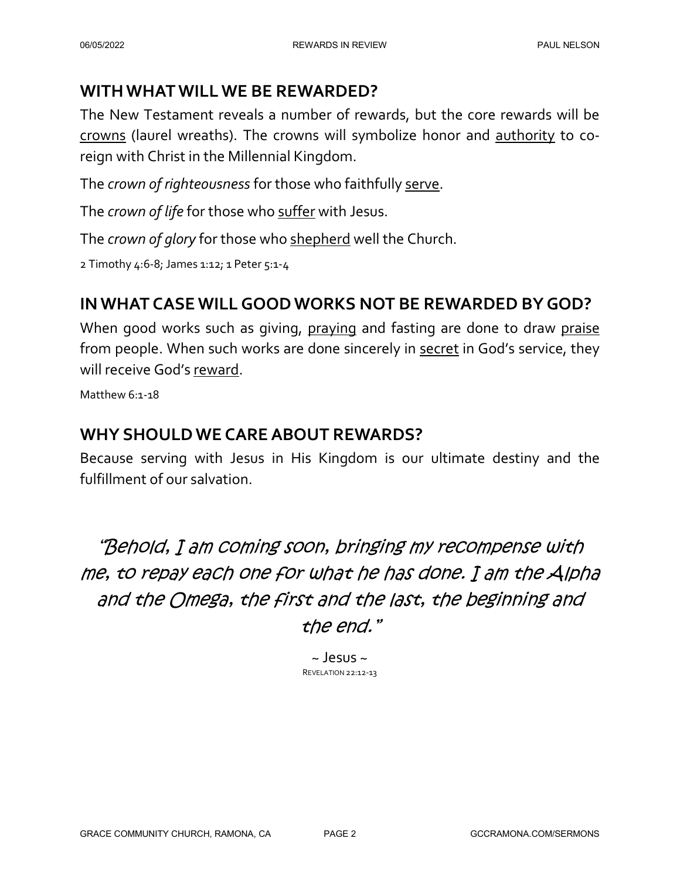## WITH WHAT WILL WE BE REWARDED?

The New Testament reveals a number of rewards, but the core rewards will be crowns (laurel wreaths). The crowns will symbolize honor and authority to co-reign with Christ in the Millennial Kingdom.

The *crown of righteousness* for those who faithfully serve.

The *crown of life* for those who suffer with Jesus.

The *crown of glory* for those who shepherd well the Church.

2 Timothy 4:6-8; James 1:12; 1 Peter 5:1-4

## IN WHAT CASE WILL GOOD WORKS NOT BE REWARDED BY GOD?

When good works such as giving, praying and fasting are done to draw praise from people. When such works are done sincerely in secret in God's service, they will receive God's reward.

Matthew 6:1-18

## WHY SHOULD WE CARE ABOUT REWARDS?

Because serving with Jesus in His Kingdom is our ultimate destiny and the fulfillment of our salvation.

*"Behold, I am coming soon, bringing my recompense with me, to repay each one for what he has done. I am the Alpha and the Omega, the first and the last, the beginning and the end."*

~ Jesus ~

REVELATION 22:12-13